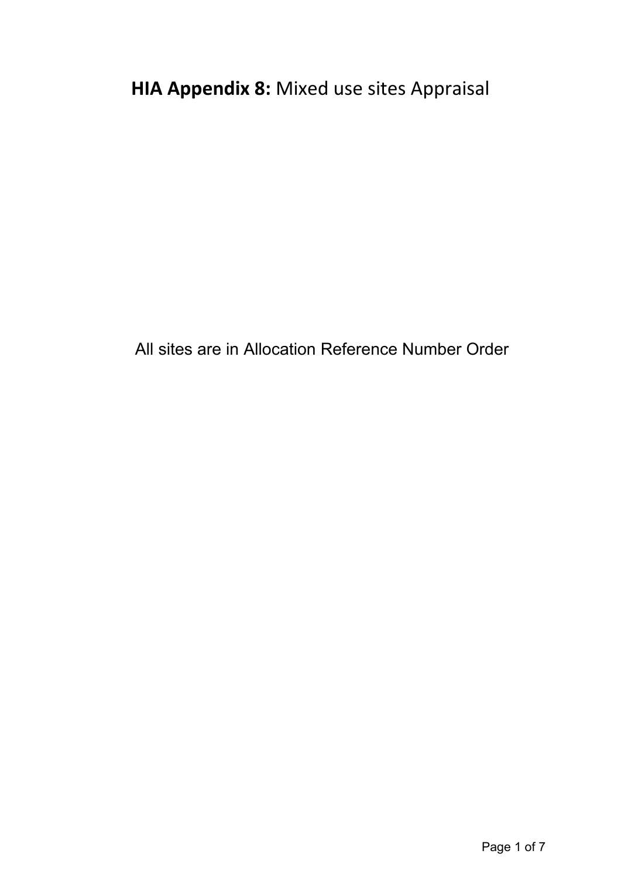# **HIA Appendix 8:** Mixed use sites Appraisal

All sites are in Allocation Reference Number Order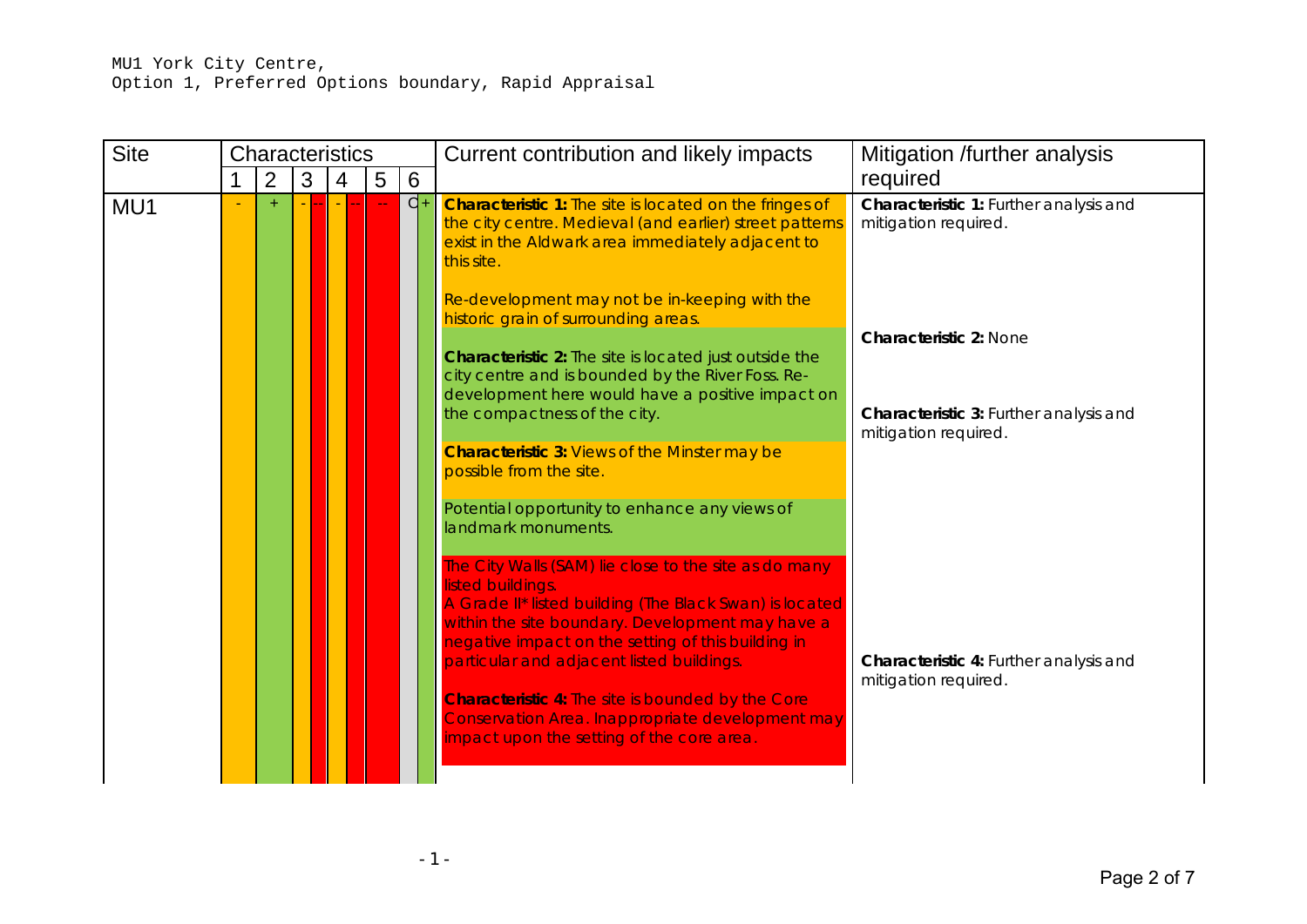MU1 York City Centre,
Option 1, Preferred Options boundary, Rapid Appraisal

| Site | Characteristics | | | | | | Current contribution and likely impacts | Mitigation /further analysis required |
|---|---|---|---|---|---|---|---|---|
| | 1 | 2 | 3 | 4 | 5 | 6 | | |
| MU1 | - | + | - -- | - -- | -- | O + | **Characteristic 1:** The site is located on the fringes of the city centre. Medieval (and earlier) street patterns exist in the Aldwark area immediately adjacent to this site.<br><br>Re-development may not be in-keeping with the historic grain of surrounding areas.<br><br>**Characteristic 2:** The site is located just outside the city centre and is bounded by the River Foss. Re-development here would have a positive impact on the compactness of the city.<br><br>**Characteristic 3:** Views of the Minster may be possible from the site.<br><br>Potential opportunity to enhance any views of landmark monuments.<br><br>The City Walls (SAM) lie close to the site as do many listed buildings.<br>A Grade II* listed building (The Black Swan) is located within the site boundary. Development may have a negative impact on the setting of this building in particular and adjacent listed buildings.<br><br>**Characteristic 4:** The site is bounded by the Core Conservation Area. Inappropriate development may impact upon the setting of the core area. | **Characteristic 1:** Further analysis and mitigation required.<br><br>**Characteristic 2:** None<br><br>**Characteristic 3:** Further analysis and mitigation required.<br><br>**Characteristic 4:** Further analysis and mitigation required. |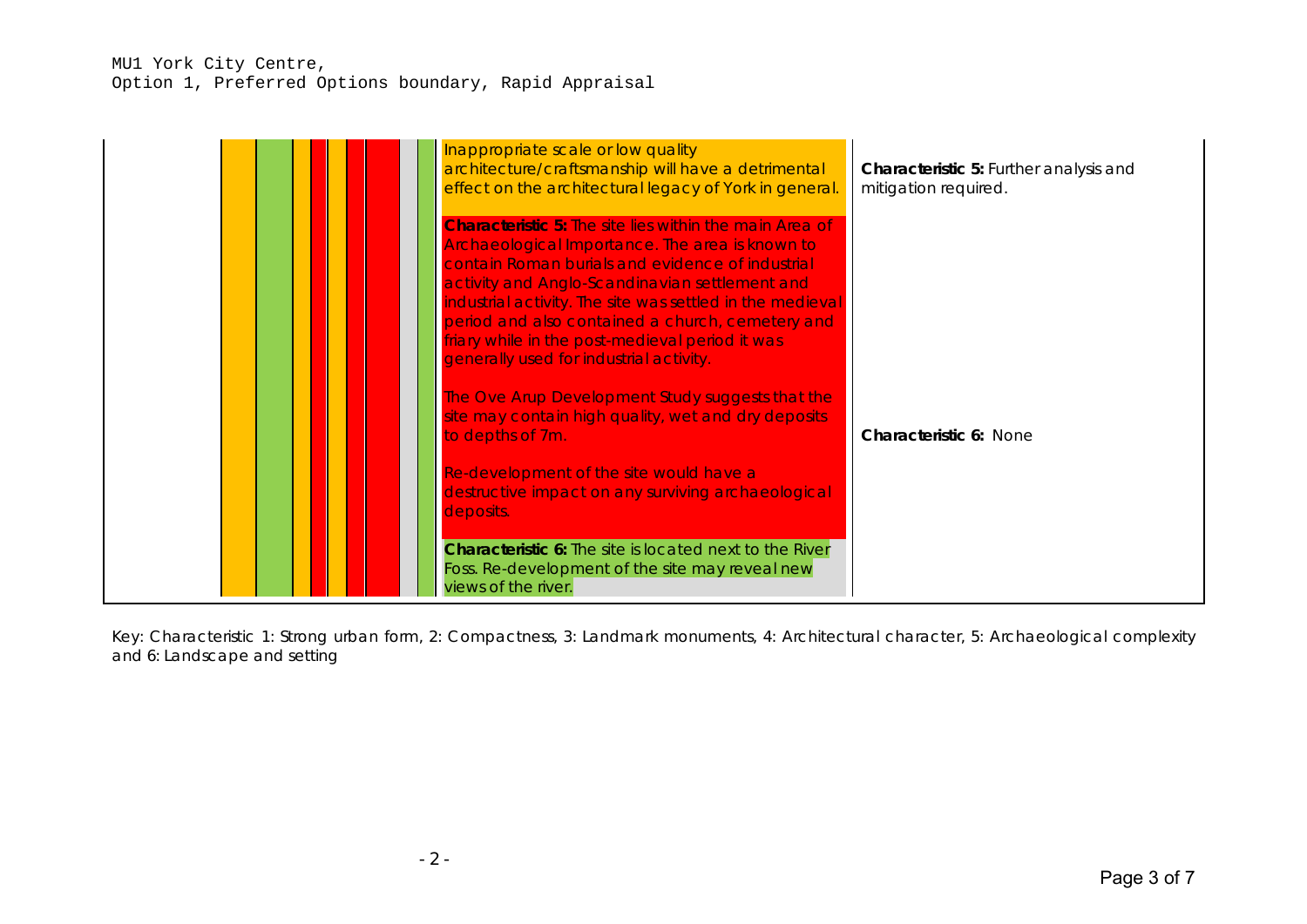MU1 York City Centre,
Option 1, Preferred Options boundary, Rapid Appraisal

| | | |
|---|---|---|
| | Inappropriate scale or low quality architecture/craftsmanship will have a detrimental effect on the architectural legacy of York in general. | **Characteristic 5:** Further analysis and mitigation required. |
| | **Characteristic 5:** The site lies within the main Area of Archaeological Importance. The area is known to contain Roman burials and evidence of industrial activity and Anglo-Scandinavian settlement and industrial activity. The site was settled in the medieval period and also contained a church, cemetery and friary while in the post-medieval period it was generally used for industrial activity.<br><br>The Ove Arup Development Study suggests that the site may contain high quality, wet and dry deposits to depths of 7m.<br><br>Re-development of the site would have a destructive impact on any surviving archaeological deposits. | **Characteristic 6:** None |
| | **Characteristic 6:** The site is located next to the River Foss. Re-development of the site may reveal new views of the river. | |

Key: Characteristic 1: Strong urban form, 2: Compactness, 3: Landmark monuments, 4: Architectural character, 5: Archaeological complexity and 6: Landscape and setting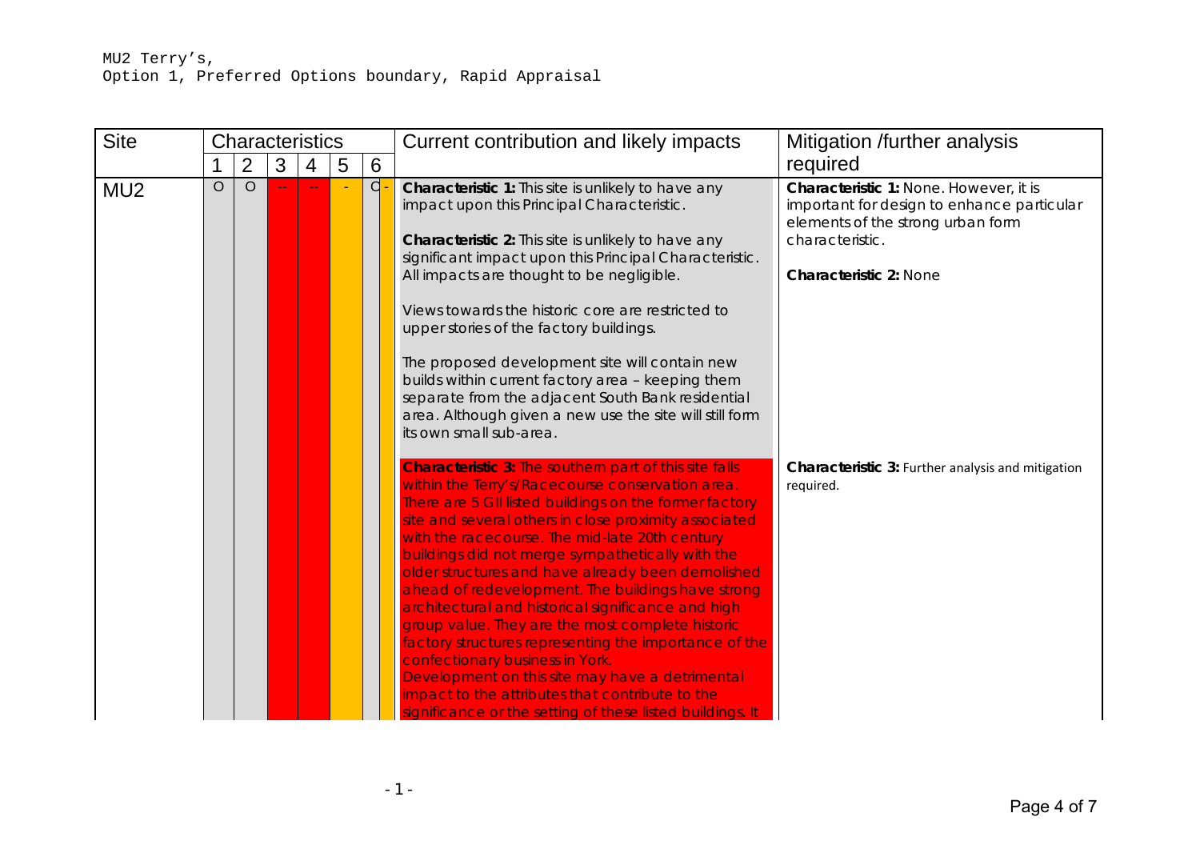MU2 Terry's,
Option 1, Preferred Options boundary, Rapid Appraisal

| Site | Characteristics | | | | | | Current contribution and likely impacts | Mitigation /further analysis required |
|---|---|---|---|---|---|---|---|---|
| | 1 | 2 | 3 | 4 | 5 | 6 | | |
| MU2 | O | O | -- | -- | - | O - | **Characteristic 1:** This site is unlikely to have any impact upon this Principal Characteristic.<br><br>**Characteristic 2:** This site is unlikely to have any significant impact upon this Principal Characteristic. All impacts are thought to be negligible.<br><br>Views towards the historic core are restricted to upper stories of the factory buildings.<br><br>The proposed development site will contain new builds within current factory area – keeping them separate from the adjacent South Bank residential area. Although given a new use the site will still form its own small sub-area. | **Characteristic 1:** None. However, it is important for design to enhance particular elements of the strong urban form characteristic.<br><br>**Characteristic 2:** None |
| | | | | | | | **Characteristic 3:** The southern part of this site falls within the Terry's/Racecourse conservation area. There are 5 GII listed buildings on the former factory site and several others in close proximity associated with the racecourse. The mid-late 20th century buildings did not merge sympathetically with the older structures and have already been demolished ahead of redevelopment. The buildings have strong architectural and historical significance and high group value. They are the most complete historic factory structures representing the importance of the confectionary business in York.<br>Development on this site may have a detrimental impact to the attributes that contribute to the significance or the setting of these listed buildings. It | **Characteristic 3:** Further analysis and mitigation required. |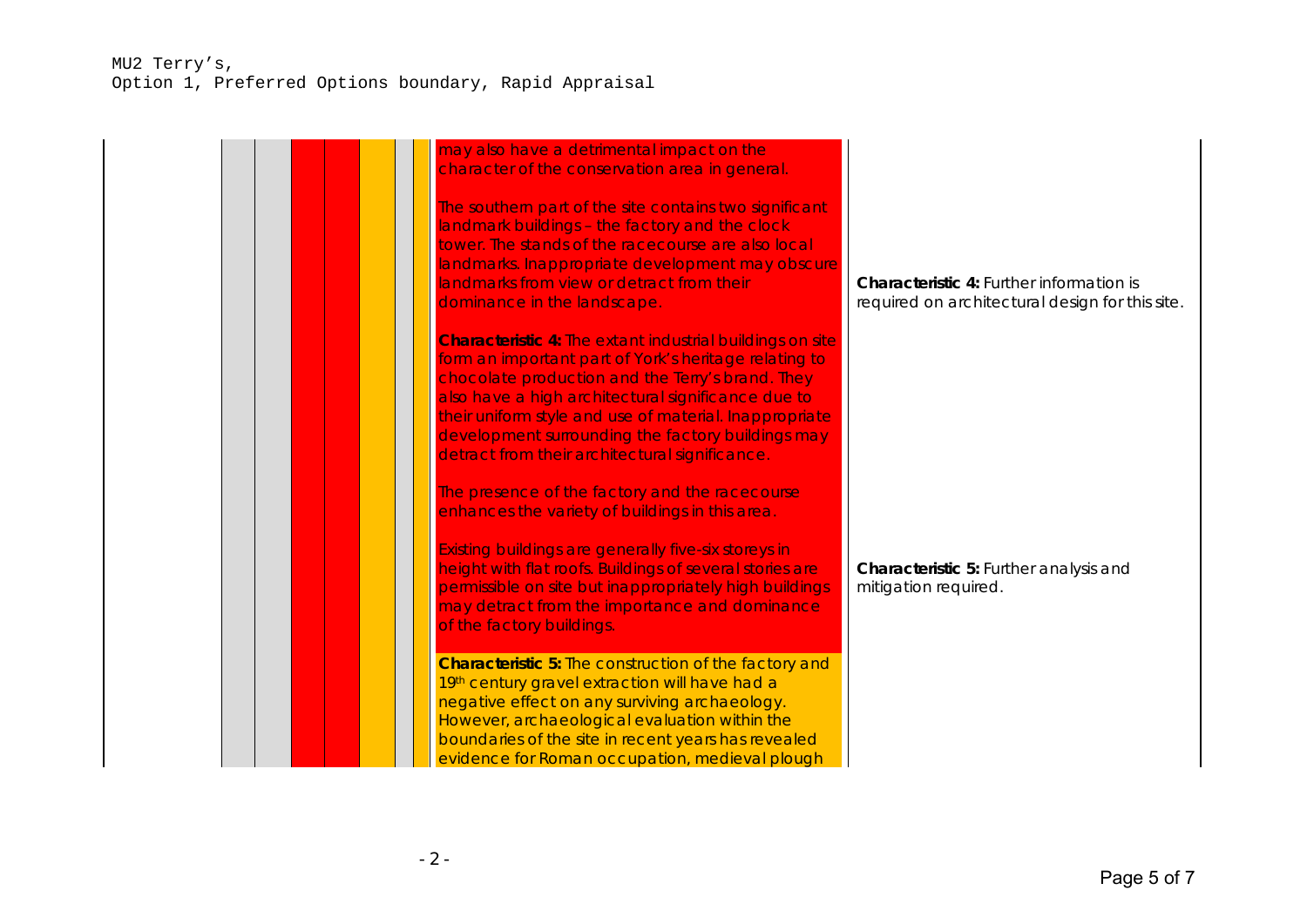MU2 Terry's,
Option 1, Preferred Options boundary, Rapid Appraisal

| | | | | | | | | |
|---|---|---|---|---|---|---|---|---|
| | | | | | | | may also have a detrimental impact on the character of the conservation area in general.<br><br>The southern part of the site contains two significant landmark buildings – the factory and the clock tower. The stands of the racecourse are also local landmarks. Inappropriate development may obscure landmarks from view or detract from their dominance in the landscape.<br><br>**Characteristic 4:** The extant industrial buildings on site form an important part of York's heritage relating to chocolate production and the Terry's brand. They also have a high architectural significance due to their uniform style and use of material. Inappropriate development surrounding the factory buildings may detract from their architectural significance.<br><br>The presence of the factory and the racecourse enhances the variety of buildings in this area.<br><br>Existing buildings are generally five-six storeys in height with flat roofs. Buildings of several stories are permissible on site but inappropriately high buildings may detract from the importance and dominance of the factory buildings. | **Characteristic 4:** Further information is required on architectural design for this site.<br><br>**Characteristic 5:** Further analysis and mitigation required. |
| | | | | | | | **Characteristic 5:** The construction of the factory and 19th century gravel extraction will have had a negative effect on any surviving archaeology. However, archaeological evaluation within the boundaries of the site in recent years has revealed evidence for Roman occupation, medieval plough | |

- 2 -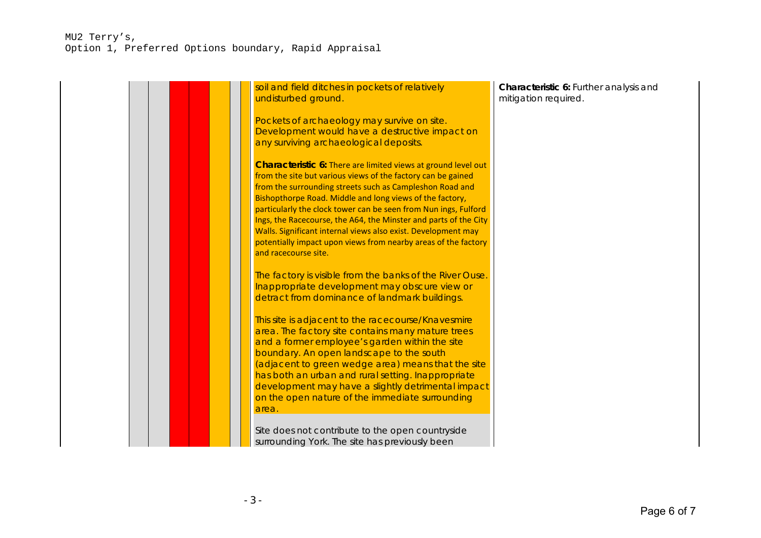MU2 Terry's,
Option 1, Preferred Options boundary, Rapid Appraisal

| | | | | | | | | |
|---|---|---|---|---|---|---|---|---|
| | | | | | | | soil and field ditches in pockets of relatively undisturbed ground.<br><br>Pockets of archaeology may survive on site. Development would have a destructive impact on any surviving archaeological deposits.<br><br>**Characteristic 6:** There are limited views at ground level out from the site but various views of the factory can be gained from the surrounding streets such as Campleshon Road and Bishopthorpe Road. Middle and long views of the factory, particularly the clock tower can be seen from Nun ings, Fulford Ings, the Racecourse, the A64, the Minster and parts of the City Walls. Significant internal views also exist. Development may potentially impact upon views from nearby areas of the factory and racecourse site.<br><br>The factory is visible from the banks of the River Ouse. Inappropriate development may obscure view or detract from dominance of landmark buildings.<br><br>This site is adjacent to the racecourse/Knavesmire area. The factory site contains many mature trees and a former employee's garden within the site boundary. An open landscape to the south (adjacent to green wedge area) means that the site has both an urban and rural setting. Inappropriate development may have a slightly detrimental impact on the open nature of the immediate surrounding area.<br><br>Site does not contribute to the open countryside surrounding York. The site has previously been | **Characteristic 6:** Further analysis and mitigation required. |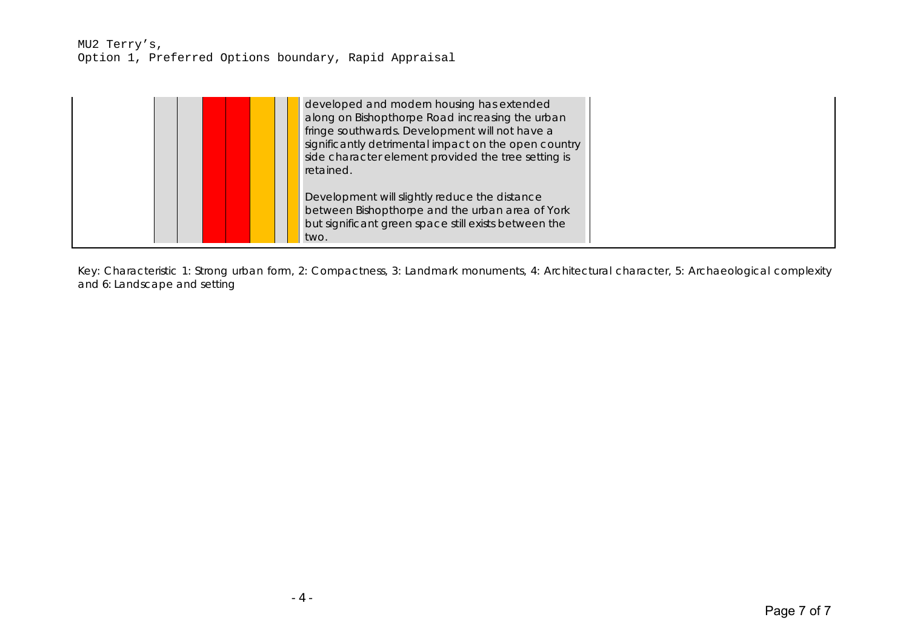MU2 Terry's,
Option 1, Preferred Options boundary, Rapid Appraisal

| | | | | | | | | |
|---|---|---|---|---|---|---|---|---|
| | | | | | | | developed and modern housing has extended along on Bishopthorpe Road increasing the urban fringe southwards. Development will not have a significantly detrimental impact on the open country side character element provided the tree setting is retained.<br><br>Development will slightly reduce the distance between Bishopthorpe and the urban area of York but significant green space still exists between the two. | |

Key: Characteristic 1: Strong urban form, 2: Compactness, 3: Landmark monuments, 4: Architectural character, 5: Archaeological complexity and 6: Landscape and setting